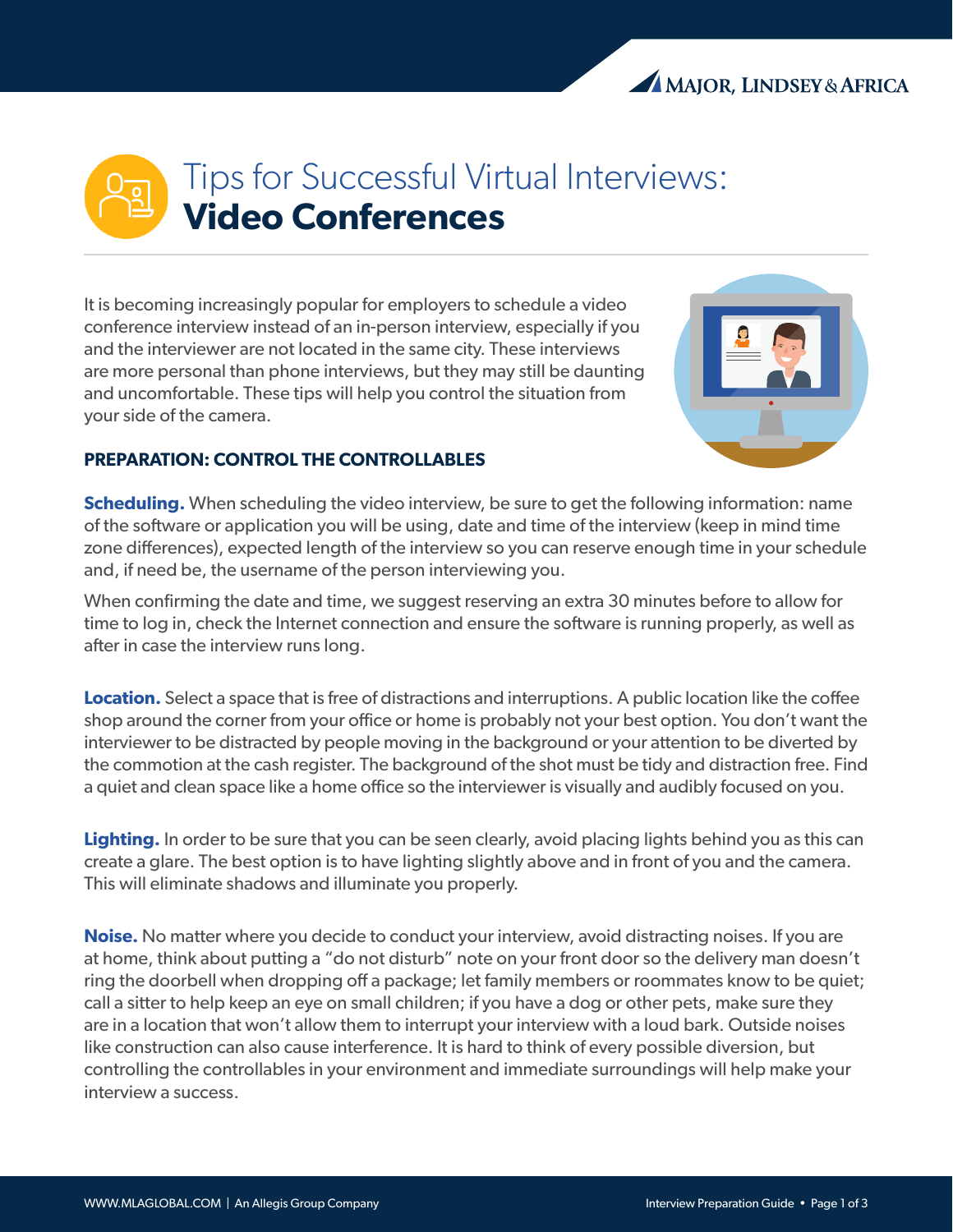# Tips for Successful Virtual Interviews: **Video Conferences**

It is becoming increasingly popular for employers to schedule a video conference interview instead of an in-person interview, especially if you and the interviewer are not located in the same city. These interviews are more personal than phone interviews, but they may still be daunting and uncomfortable. These tips will help you control the situation from your side of the camera.

## PREPARATION: CONTROL THE CONTROLLABLES

**Scheduling.** When scheduling the video interview, be sure to get the following information: name of the software or application you will be using, date and time of the interview (keep in mind time zone differences), expected length of the interview so you can reserve enough time in your schedule and, if need be, the username of the person interviewing you.

When confirming the date and time, we suggest reserving an extra 30 minutes before to allow for time to log in, check the Internet connection and ensure the software is running properly, as well as after in case the interview runs long.

**Location.** Select a space that is free of distractions and interruptions. A public location like the coffee shop around the corner from your office or home is probably not your best option. You don't want the interviewer to be distracted by people moving in the background or your attention to be diverted by the commotion at the cash register. The background of the shot must be tidy and distraction free. Find a quiet and clean space like a home office so the interviewer is visually and audibly focused on you.

**Lighting.** In order to be sure that you can be seen clearly, avoid placing lights behind you as this can create a glare. The best option is to have lighting slightly above and in front of you and the camera. This will eliminate shadows and illuminate you properly.

**Noise.** No matter where you decide to conduct your interview, avoid distracting noises. If you are at home, think about putting a "do not disturb" note on your front door so the delivery man doesn't ring the doorbell when dropping off a package; let family members or roommates know to be quiet; call a sitter to help keep an eye on small children; if you have a dog or other pets, make sure they are in a location that won't allow them to interrupt your interview with a loud bark. Outside noises like construction can also cause interference. It is hard to think of every possible diversion, but controlling the controllables in your environment and immediate surroundings will help make your interview a success.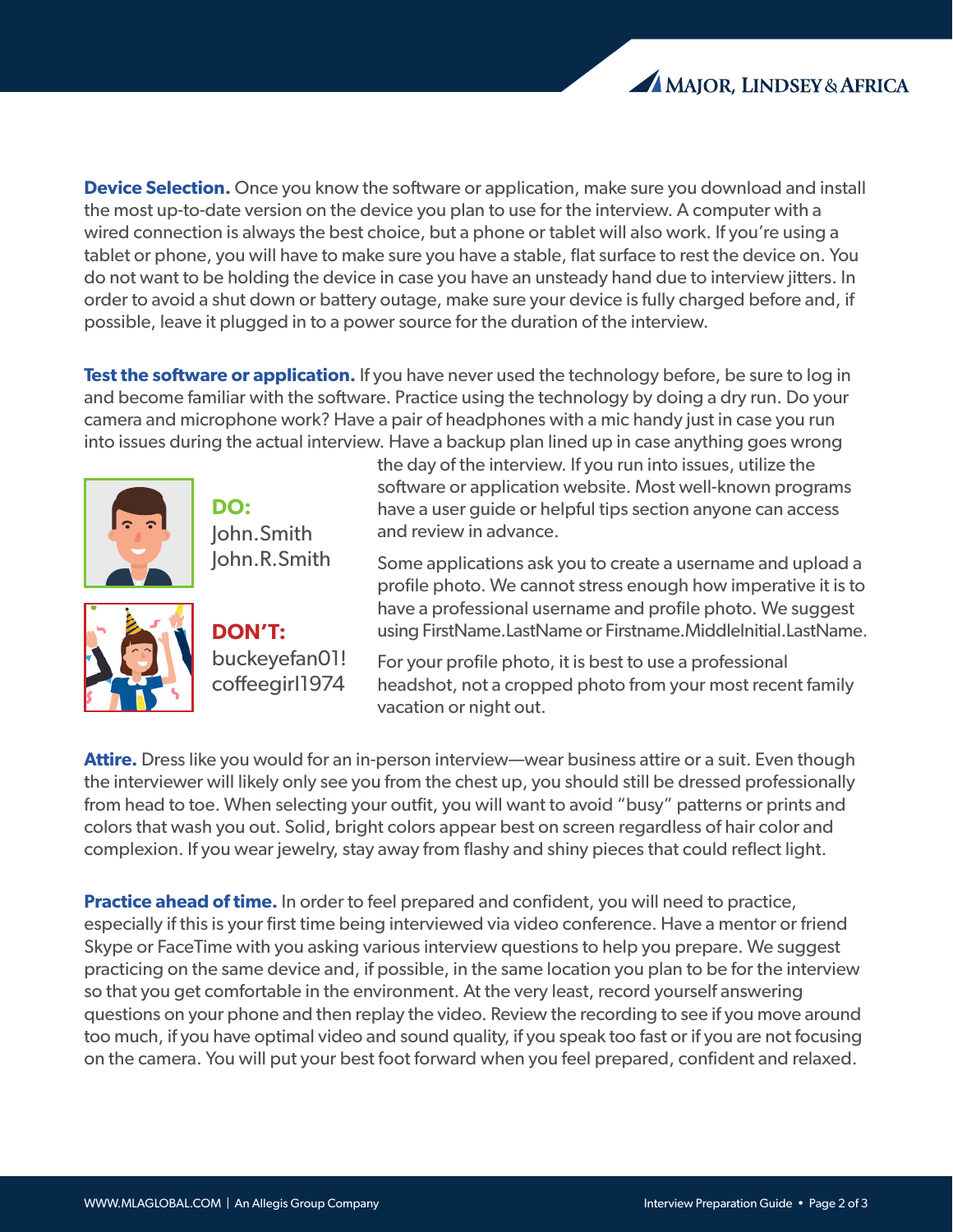**Device Selection.** Once you know the software or application, make sure you download and install the most up-to-date version on the device you plan to use for the interview. A computer with a wired connection is always the best choice, but a phone or tablet will also work. If you're using a tablet or phone, you will have to make sure you have a stable, flat surface to rest the device on. You do not want to be holding the device in case you have an unsteady hand due to interview jitters. In order to avoid a shut down or battery outage, make sure your device is fully charged before and, if possible, leave it plugged in to a power source for the duration of the interview.

**Test the software or application.** If you have never used the technology before, be sure to log in and become familiar with the software. Practice using the technology by doing a dry run. Do your camera and microphone work? Have a pair of headphones with a mic handy just in case you run into issues during the actual interview. Have a backup plan lined up in case anything goes wrong the day of the interview. If you run into issues, utilize the software or application website. Most well-known programs have a user guide or helpful tips section anyone can access and review in advance.

Some applications ask you to create a username and upload a profile photo. We cannot stress enough how imperative it is to have a professional username and profile photo. We suggest using FirstName.LastName or Firstname.MiddleInitial.LastName.

For your profile photo, it is best to use a professional headshot, not a cropped photo from your most recent family vacation or night out.

**DO:**
John.Smith
John.R.Smith

**DON'T:**
buckeyefan01!
coffeegirl1974

**Attire.** Dress like you would for an in-person interview—wear business attire or a suit. Even though the interviewer will likely only see you from the chest up, you should still be dressed professionally from head to toe. When selecting your outfit, you will want to avoid "busy" patterns or prints and colors that wash you out. Solid, bright colors appear best on screen regardless of hair color and complexion. If you wear jewelry, stay away from flashy and shiny pieces that could reflect light.

**Practice ahead of time.** In order to feel prepared and confident, you will need to practice, especially if this is your first time being interviewed via video conference. Have a mentor or friend Skype or FaceTime with you asking various interview questions to help you prepare. We suggest practicing on the same device and, if possible, in the same location you plan to be for the interview so that you get comfortable in the environment. At the very least, record yourself answering questions on your phone and then replay the video. Review the recording to see if you move around too much, if you have optimal video and sound quality, if you speak too fast or if you are not focusing on the camera. You will put your best foot forward when you feel prepared, confident and relaxed.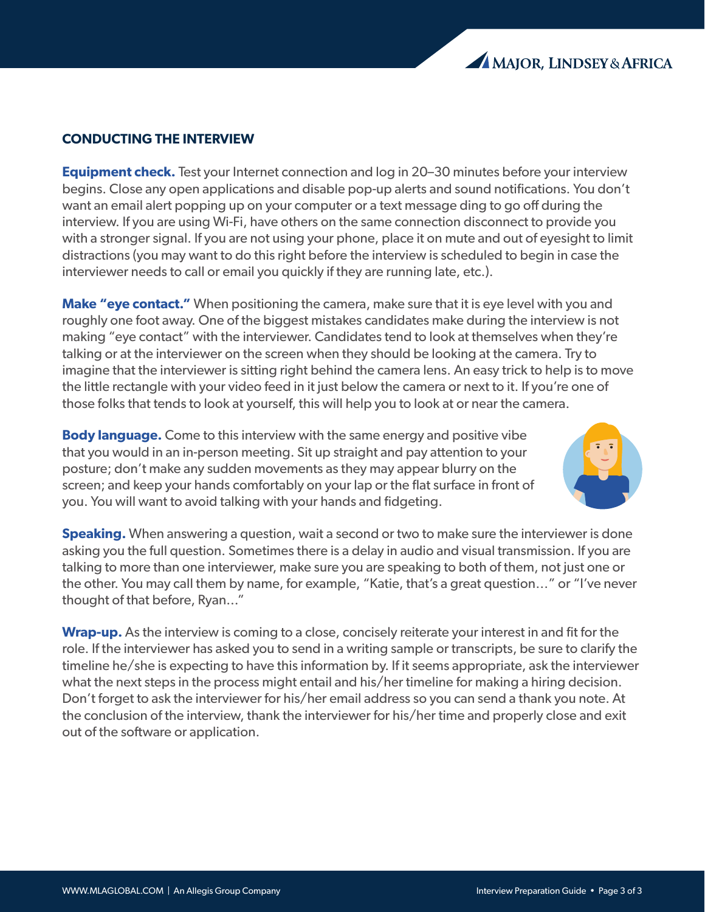## CONDUCTING THE INTERVIEW

**Equipment check.** Test your Internet connection and log in 20–30 minutes before your interview begins. Close any open applications and disable pop-up alerts and sound notifications. You don't want an email alert popping up on your computer or a text message ding to go off during the interview. If you are using Wi-Fi, have others on the same connection disconnect to provide you with a stronger signal. If you are not using your phone, place it on mute and out of eyesight to limit distractions (you may want to do this right before the interview is scheduled to begin in case the interviewer needs to call or email you quickly if they are running late, etc.).

**Make "eye contact."** When positioning the camera, make sure that it is eye level with you and roughly one foot away. One of the biggest mistakes candidates make during the interview is not making "eye contact" with the interviewer. Candidates tend to look at themselves when they're talking or at the interviewer on the screen when they should be looking at the camera. Try to imagine that the interviewer is sitting right behind the camera lens. An easy trick to help is to move the little rectangle with your video feed in it just below the camera or next to it. If you're one of those folks that tends to look at yourself, this will help you to look at or near the camera.

**Body language.** Come to this interview with the same energy and positive vibe that you would in an in-person meeting. Sit up straight and pay attention to your posture; don't make any sudden movements as they may appear blurry on the screen; and keep your hands comfortably on your lap or the flat surface in front of you. You will want to avoid talking with your hands and fidgeting.

**Speaking.** When answering a question, wait a second or two to make sure the interviewer is done asking you the full question. Sometimes there is a delay in audio and visual transmission. If you are talking to more than one interviewer, make sure you are speaking to both of them, not just one or the other. You may call them by name, for example, "Katie, that's a great question…" or "I've never thought of that before, Ryan…"

**Wrap-up.** As the interview is coming to a close, concisely reiterate your interest in and fit for the role. If the interviewer has asked you to send in a writing sample or transcripts, be sure to clarify the timeline he/she is expecting to have this information by. If it seems appropriate, ask the interviewer what the next steps in the process might entail and his/her timeline for making a hiring decision. Don't forget to ask the interviewer for his/her email address so you can send a thank you note. At the conclusion of the interview, thank the interviewer for his/her time and properly close and exit out of the software or application.